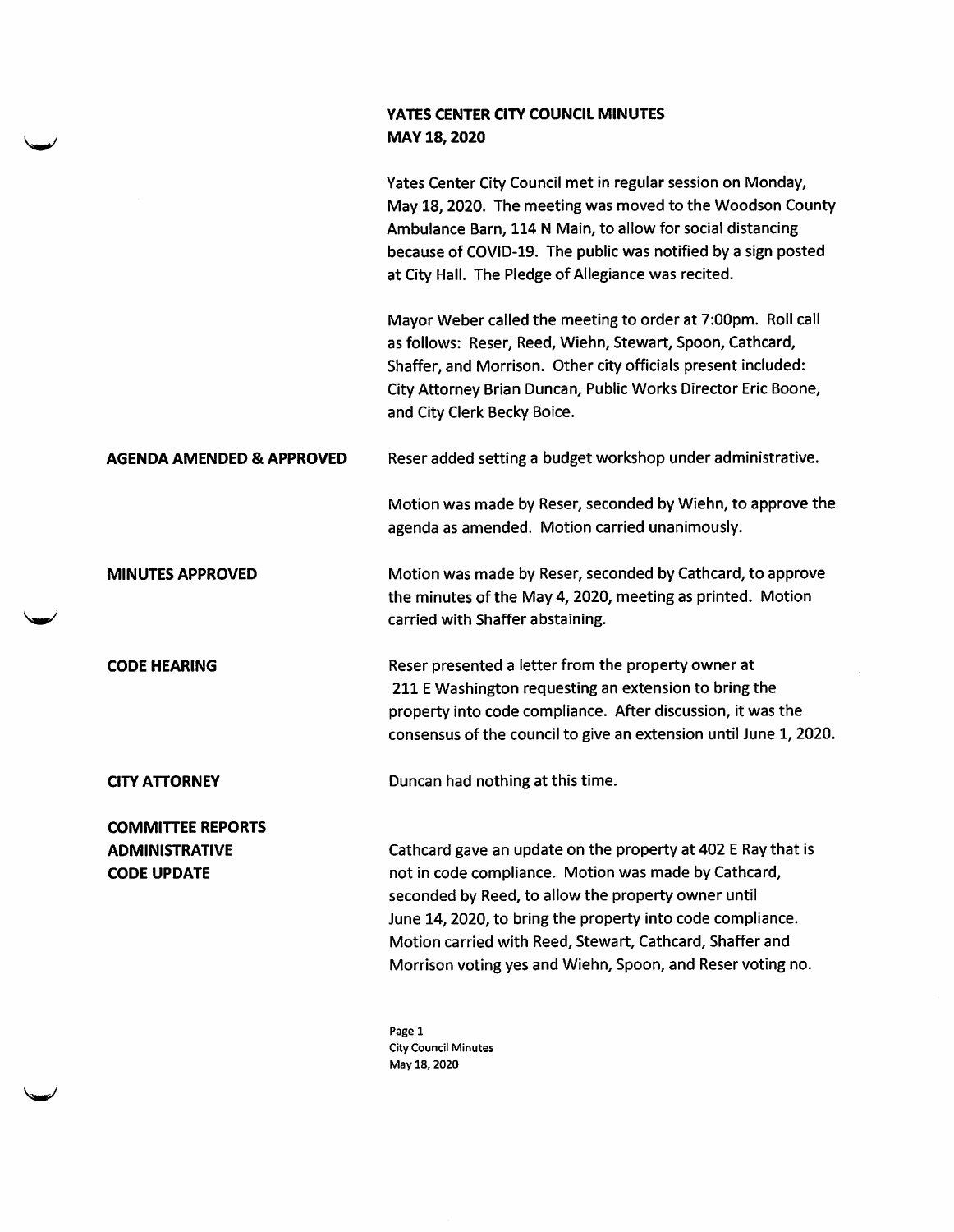# YATES CENTER CITY COUNCIL MINUTES
## MAY 18, 2020

Yates Center City Council met in regular session on Monday, May 18, 2020. The meeting was moved to the Woodson County Ambulance Barn, 114 N Main, to allow for social distancing because of COVID-19. The public was notified by a sign posted at City Hall. The Pledge of Allegiance was recited.

Mayor Weber called the meeting to order at 7:00pm. Roll call as follows: Reser, Reed, Wiehn, Stewart, Spoon, Cathcard, Shaffer, and Morrison. Other city officials present included: City Attorney Brian Duncan, Public Works Director Eric Boone, and City Clerk Becky Boice.

**AGENDA AMENDED & APPROVED**

Reser added setting a budget workshop under administrative.

Motion was made by Reser, seconded by Wiehn, to approve the agenda as amended. Motion carried unanimously.

**MINUTES APPROVED**

Motion was made by Reser, seconded by Cathcard, to approve the minutes of the May 4, 2020, meeting as printed. Motion carried with Shaffer abstaining.

**CODE HEARING**

Reser presented a letter from the property owner at 211 E Washington requesting an extension to bring the property into code compliance. After discussion, it was the consensus of the council to give an extension until June 1, 2020.

**CITY ATTORNEY**

Duncan had nothing at this time.

**COMMITTEE REPORTS**
**ADMINISTRATIVE**
**CODE UPDATE**

Cathcard gave an update on the property at 402 E Ray that is not in code compliance. Motion was made by Cathcard, seconded by Reed, to allow the property owner until June 14, 2020, to bring the property into code compliance. Motion carried with Reed, Stewart, Cathcard, Shaffer and Morrison voting yes and Wiehn, Spoon, and Reser voting no.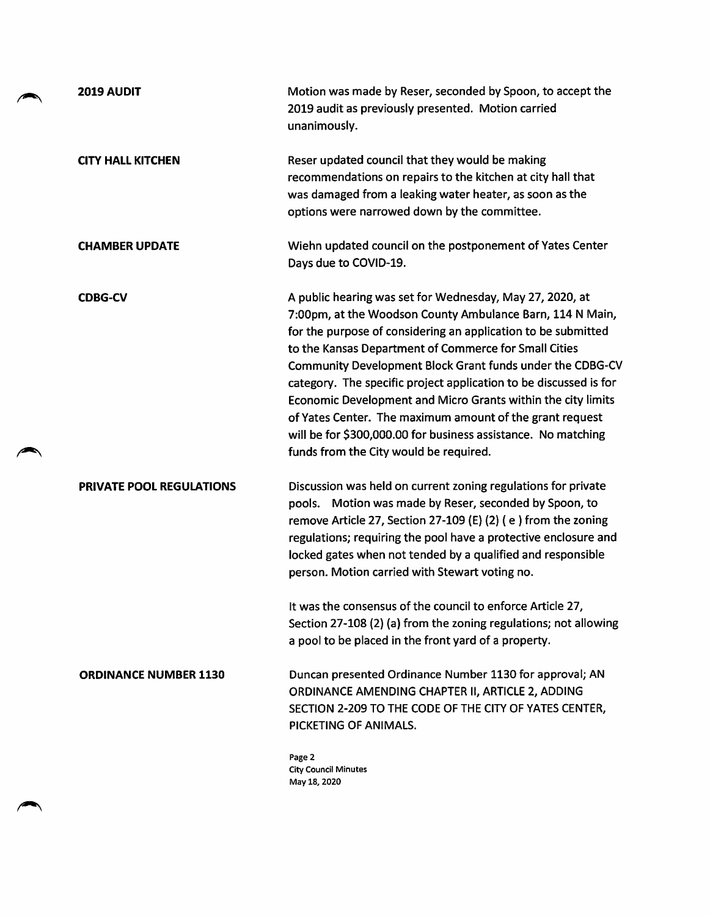**2019 AUDIT**

Motion was made by Reser, seconded by Spoon, to accept the 2019 audit as previously presented. Motion carried unanimously.

**CITY HALL KITCHEN**

Reser updated council that they would be making recommendations on repairs to the kitchen at city hall that was damaged from a leaking water heater, as soon as the options were narrowed down by the committee.

**CHAMBER UPDATE**

Wiehn updated council on the postponement of Yates Center Days due to COVID-19.

**CDBG-CV**

A public hearing was set for Wednesday, May 27, 2020, at 7:00pm, at the Woodson County Ambulance Barn, 114 N Main, for the purpose of considering an application to be submitted to the Kansas Department of Commerce for Small Cities Community Development Block Grant funds under the CDBG-CV category. The specific project application to be discussed is for Economic Development and Micro Grants within the city limits of Yates Center. The maximum amount of the grant request will be for $300,000.00 for business assistance. No matching funds from the City would be required.

**PRIVATE POOL REGULATIONS**

Discussion was held on current zoning regulations for private pools. Motion was made by Reser, seconded by Spoon, to remove Article 27, Section 27-109 (E) (2) ( e ) from the zoning regulations; requiring the pool have a protective enclosure and locked gates when not tended by a qualified and responsible person. Motion carried with Stewart voting no.

It was the consensus of the council to enforce Article 27, Section 27-108 (2) (a) from the zoning regulations; not allowing a pool to be placed in the front yard of a property.

**ORDINANCE NUMBER 1130**

Duncan presented Ordinance Number 1130 for approval; AN ORDINANCE AMENDING CHAPTER II, ARTICLE 2, ADDING SECTION 2-209 TO THE CODE OF THE CITY OF YATES CENTER, PICKETING OF ANIMALS.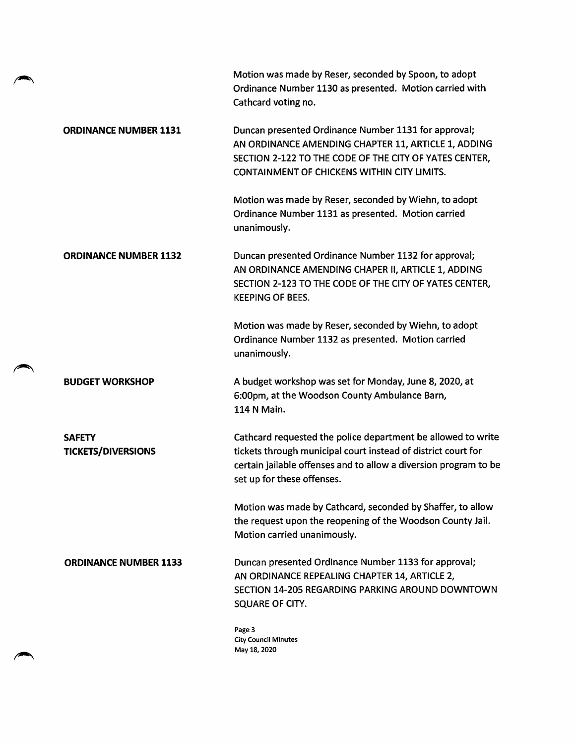Motion was made by Reser, seconded by Spoon, to adopt Ordinance Number 1130 as presented. Motion carried with Cathcard voting no.

**ORDINANCE NUMBER 1131**

Duncan presented Ordinance Number 1131 for approval; AN ORDINANCE AMENDING CHAPTER 11, ARTICLE 1, ADDING SECTION 2-122 TO THE CODE OF THE CITY OF YATES CENTER, CONTAINMENT OF CHICKENS WITHIN CITY LIMITS.

Motion was made by Reser, seconded by Wiehn, to adopt Ordinance Number 1131 as presented. Motion carried unanimously.

**ORDINANCE NUMBER 1132**

Duncan presented Ordinance Number 1132 for approval; AN ORDINANCE AMENDING CHAPER II, ARTICLE 1, ADDING SECTION 2-123 TO THE CODE OF THE CITY OF YATES CENTER, KEEPING OF BEES.

Motion was made by Reser, seconded by Wiehn, to adopt Ordinance Number 1132 as presented. Motion carried unanimously.

**BUDGET WORKSHOP**

A budget workshop was set for Monday, June 8, 2020, at 6:00pm, at the Woodson County Ambulance Barn, 114 N Main.

**SAFETY TICKETS/DIVERSIONS**

Cathcard requested the police department be allowed to write tickets through municipal court instead of district court for certain jailable offenses and to allow a diversion program to be set up for these offenses.

Motion was made by Cathcard, seconded by Shaffer, to allow the request upon the reopening of the Woodson County Jail. Motion carried unanimously.

**ORDINANCE NUMBER 1133**

Duncan presented Ordinance Number 1133 for approval; AN ORDINANCE REPEALING CHAPTER 14, ARTICLE 2, SECTION 14-205 REGARDING PARKING AROUND DOWNTOWN SQUARE OF CITY.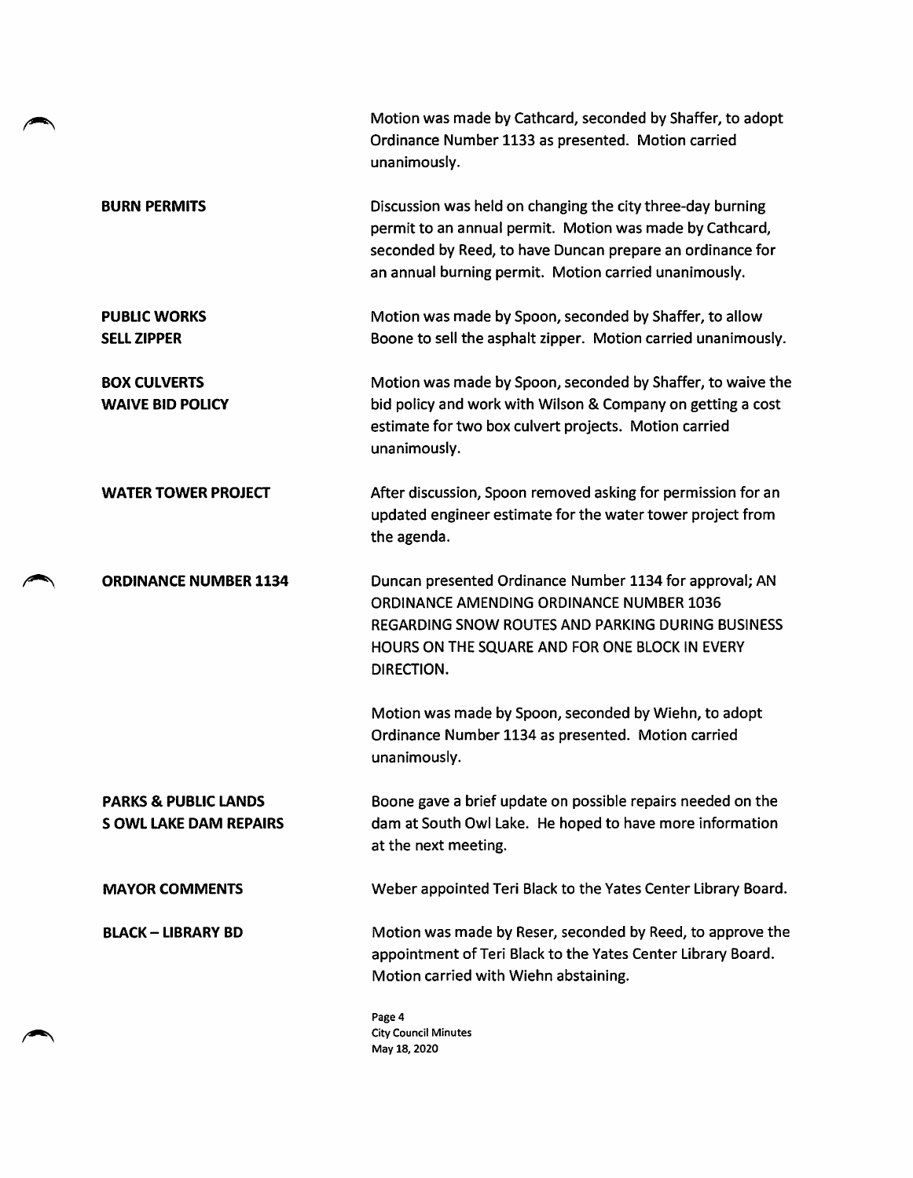Motion was made by Cathcard, seconded by Shaffer, to adopt Ordinance Number 1133 as presented. Motion carried unanimously.

**BURN PERMITS**

Discussion was held on changing the city three-day burning permit to an annual permit. Motion was made by Cathcard, seconded by Reed, to have Duncan prepare an ordinance for an annual burning permit. Motion carried unanimously.

**PUBLIC WORKS**
**SELL ZIPPER**

Motion was made by Spoon, seconded by Shaffer, to allow Boone to sell the asphalt zipper. Motion carried unanimously.

**BOX CULVERTS**
**WAIVE BID POLICY**

Motion was made by Spoon, seconded by Shaffer, to waive the bid policy and work with Wilson & Company on getting a cost estimate for two box culvert projects. Motion carried unanimously.

**WATER TOWER PROJECT**

After discussion, Spoon removed asking for permission for an updated engineer estimate for the water tower project from the agenda.

**ORDINANCE NUMBER 1134**

Duncan presented Ordinance Number 1134 for approval; AN ORDINANCE AMENDING ORDINANCE NUMBER 1036 REGARDING SNOW ROUTES AND PARKING DURING BUSINESS HOURS ON THE SQUARE AND FOR ONE BLOCK IN EVERY DIRECTION.

Motion was made by Spoon, seconded by Wiehn, to adopt Ordinance Number 1134 as presented. Motion carried unanimously.

**PARKS & PUBLIC LANDS**
**S OWL LAKE DAM REPAIRS**

Boone gave a brief update on possible repairs needed on the dam at South Owl Lake. He hoped to have more information at the next meeting.

**MAYOR COMMENTS**

Weber appointed Teri Black to the Yates Center Library Board.

**BLACK – LIBRARY BD**

Motion was made by Reser, seconded by Reed, to approve the appointment of Teri Black to the Yates Center Library Board. Motion carried with Wiehn abstaining.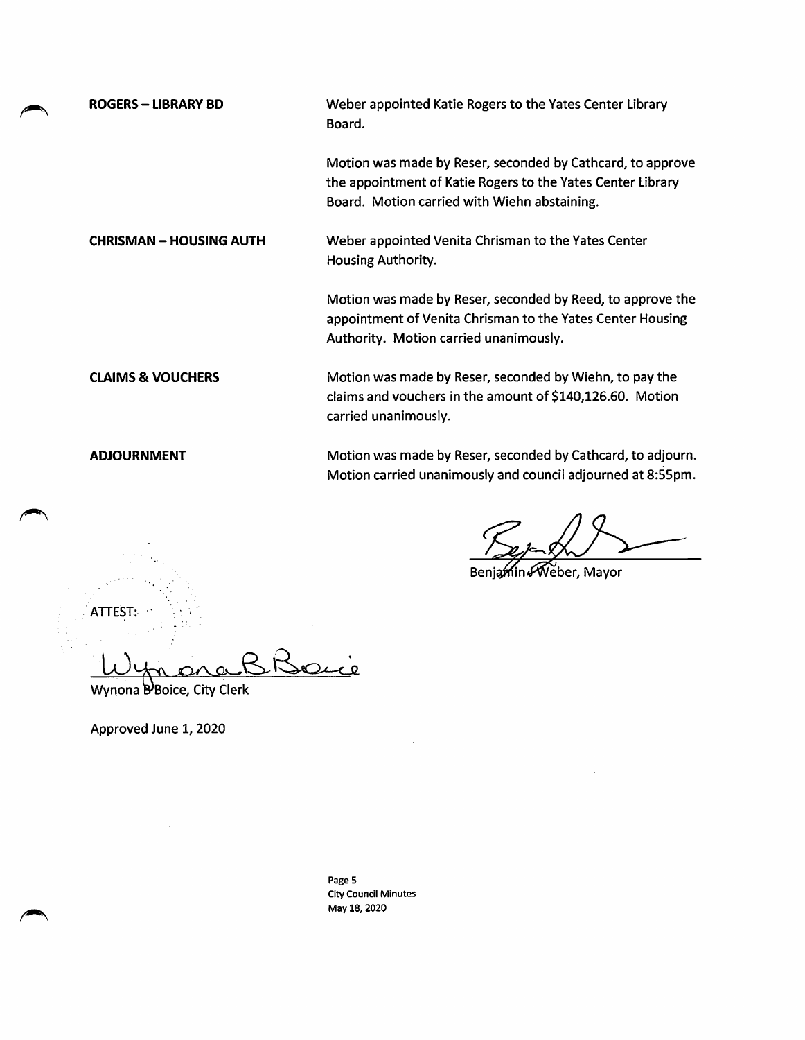**ROGERS – LIBRARY BD**

Weber appointed Katie Rogers to the Yates Center Library Board.

Motion was made by Reser, seconded by Cathcard, to approve the appointment of Katie Rogers to the Yates Center Library Board. Motion carried with Wiehn abstaining.

**CHRISMAN – HOUSING AUTH**

Weber appointed Venita Chrisman to the Yates Center Housing Authority.

Motion was made by Reser, seconded by Reed, to approve the appointment of Venita Chrisman to the Yates Center Housing Authority. Motion carried unanimously.

**CLAIMS & VOUCHERS**

Motion was made by Reser, seconded by Wiehn, to pay the claims and vouchers in the amount of $140,126.60. Motion carried unanimously.

**ADJOURNMENT**

Motion was made by Reser, seconded by Cathcard, to adjourn. Motion carried unanimously and council adjourned at 8:55pm.

Benjamin Weber, Mayor

ATTEST:

Wynona B Boice, City Clerk

Approved June 1, 2020